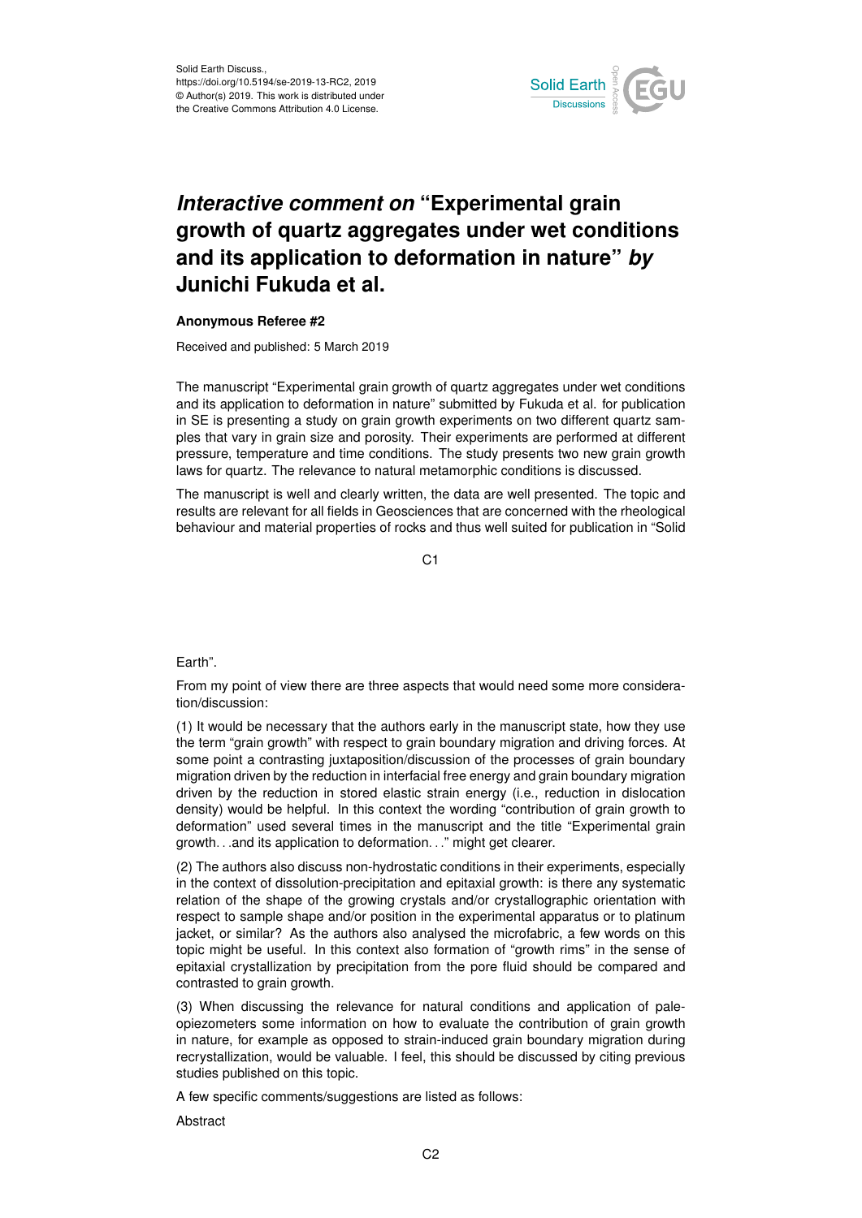# *Interactive comment on* "Experimental grain growth of quartz aggregates under wet conditions and its application to deformation in nature" *by* Junichi Fukuda et al.

**Anonymous Referee #2**

Received and published: 5 March 2019

The manuscript "Experimental grain growth of quartz aggregates under wet conditions and its application to deformation in nature" submitted by Fukuda et al. for publication in SE is presenting a study on grain growth experiments on two different quartz samples that vary in grain size and porosity. Their experiments are performed at different pressure, temperature and time conditions. The study presents two new grain growth laws for quartz. The relevance to natural metamorphic conditions is discussed.

The manuscript is well and clearly written, the data are well presented. The topic and results are relevant for all fields in Geosciences that are concerned with the rheological behaviour and material properties of rocks and thus well suited for publication in "Solid Earth".

From my point of view there are three aspects that would need some more consideration/discussion:

(1) It would be necessary that the authors early in the manuscript state, how they use the term "grain growth" with respect to grain boundary migration and driving forces. At some point a contrasting juxtaposition/discussion of the processes of grain boundary migration driven by the reduction in interfacial free energy and grain boundary migration driven by the reduction in stored elastic strain energy (i.e., reduction in dislocation density) would be helpful. In this context the wording "contribution of grain growth to deformation" used several times in the manuscript and the title "Experimental grain growth…and its application to deformation…" might get clearer.

(2) The authors also discuss non-hydrostatic conditions in their experiments, especially in the context of dissolution-precipitation and epitaxial growth: is there any systematic relation of the shape of the growing crystals and/or crystallographic orientation with respect to sample shape and/or position in the experimental apparatus or to platinum jacket, or similar? As the authors also analysed the microfabric, a few words on this topic might be useful. In this context also formation of "growth rims" in the sense of epitaxial crystallization by precipitation from the pore fluid should be compared and contrasted to grain growth.

(3) When discussing the relevance for natural conditions and application of paleopiezometers some information on how to evaluate the contribution of grain growth in nature, for example as opposed to strain-induced grain boundary migration during recrystallization, would be valuable. I feel, this should be discussed by citing previous studies published on this topic.

A few specific comments/suggestions are listed as follows:

Abstract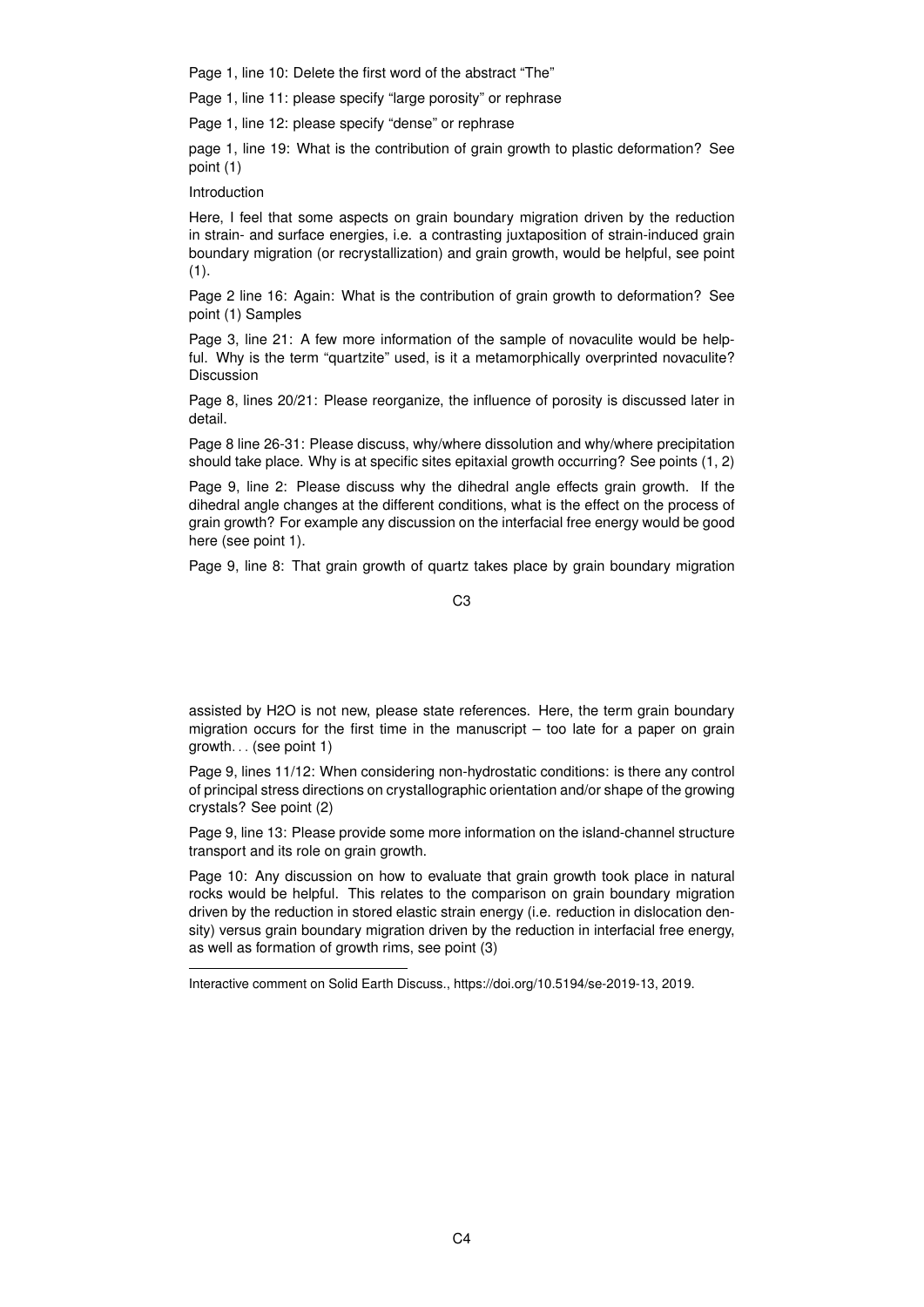Page 1, line 10: Delete the first word of the abstract "The"

Page 1, line 11: please specify "large porosity" or rephrase

Page 1, line 12: please specify "dense" or rephrase

page 1, line 19: What is the contribution of grain growth to plastic deformation? See point (1)

Introduction

Here, I feel that some aspects on grain boundary migration driven by the reduction in strain- and surface energies, i.e. a contrasting juxtaposition of strain-induced grain boundary migration (or recrystallization) and grain growth, would be helpful, see point (1).

Page 2 line 16: Again: What is the contribution of grain growth to deformation? See point (1) Samples

Page 3, line 21: A few more information of the sample of novaculite would be helpful. Why is the term "quartzite" used, is it a metamorphically overprinted novaculite? Discussion

Page 8, lines 20/21: Please reorganize, the influence of porosity is discussed later in detail.

Page 8 line 26-31: Please discuss, why/where dissolution and why/where precipitation should take place. Why is at specific sites epitaxial growth occurring? See points (1, 2)

Page 9, line 2: Please discuss why the dihedral angle effects grain growth. If the dihedral angle changes at the different conditions, what is the effect on the process of grain growth? For example any discussion on the interfacial free energy would be good here (see point 1).

Page 9, line 8: That grain growth of quartz takes place by grain boundary migration assisted by $H_2O$ is not new, please state references. Here, the term grain boundary migration occurs for the first time in the manuscript – too late for a paper on grain growth. . . (see point 1)

Page 9, lines 11/12: When considering non-hydrostatic conditions: is there any control of principal stress directions on crystallographic orientation and/or shape of the growing crystals? See point (2)

Page 9, line 13: Please provide some more information on the island-channel structure transport and its role on grain growth.

Page 10: Any discussion on how to evaluate that grain growth took place in natural rocks would be helpful. This relates to the comparison on grain boundary migration driven by the reduction in stored elastic strain energy (i.e. reduction in dislocation density) versus grain boundary migration driven by the reduction in interfacial free energy, as well as formation of growth rims, see point (3)

---

Interactive comment on Solid Earth Discuss., https://doi.org/10.5194/se-2019-13, 2019.